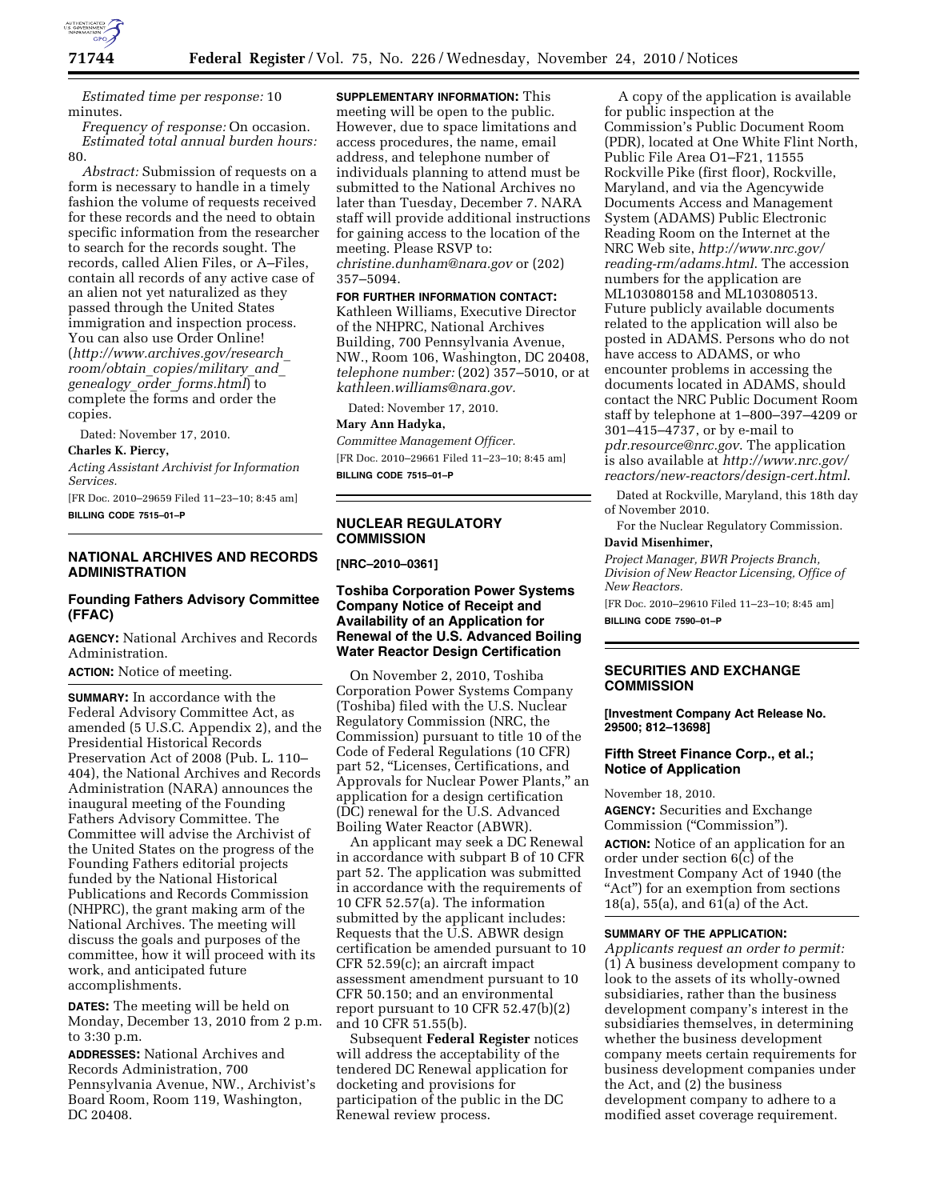*Estimated time per response:* 10 minutes.

*Frequency of response:* On occasion.

*Estimated total annual burden hours:* 80.

*Abstract:* Submission of requests on a form is necessary to handle in a timely fashion the volume of requests received for these records and the need to obtain specific information from the researcher to search for the records sought. The records, called Alien Files, or A–Files, contain all records of any active case of an alien not yet naturalized as they passed through the United States immigration and inspection process. You can also use Order Online! (*http://www.archives.gov/research_room/obtain_copies/military_and_genealogy_order_forms.html*) to complete the forms and order the copies.

Dated: November 17, 2010.

**Charles K. Piercy,**

*Acting Assistant Archivist for Information Services.*

[FR Doc. 2010–29659 Filed 11–23–10; 8:45 am]

**BILLING CODE 7515–01–P**

## NATIONAL ARCHIVES AND RECORDS ADMINISTRATION

### Founding Fathers Advisory Committee (FFAC)

**AGENCY:** National Archives and Records Administration.

**ACTION:** Notice of meeting.

**SUMMARY:** In accordance with the Federal Advisory Committee Act, as amended (5 U.S.C. Appendix 2), and the Presidential Historical Records Preservation Act of 2008 (Pub. L. 110–404), the National Archives and Records Administration (NARA) announces the inaugural meeting of the Founding Fathers Advisory Committee. The Committee will advise the Archivist of the United States on the progress of the Founding Fathers editorial projects funded by the National Historical Publications and Records Commission (NHPRC), the grant making arm of the National Archives. The meeting will discuss the goals and purposes of the committee, how it will proceed with its work, and anticipated future accomplishments.

**DATES:** The meeting will be held on Monday, December 13, 2010 from 2 p.m. to 3:30 p.m.

**ADDRESSES:** National Archives and Records Administration, 700 Pennsylvania Avenue, NW., Archivist's Board Room, Room 119, Washington, DC 20408.

**SUPPLEMENTARY INFORMATION:** This meeting will be open to the public. However, due to space limitations and access procedures, the name, email address, and telephone number of individuals planning to attend must be submitted to the National Archives no later than Tuesday, December 7. NARA staff will provide additional instructions for gaining access to the location of the meeting. Please RSVP to: *christine.dunham@nara.gov* or (202) 357–5094.

**FOR FURTHER INFORMATION CONTACT:** Kathleen Williams, Executive Director of the NHPRC, National Archives Building, 700 Pennsylvania Avenue, NW., Room 106, Washington, DC 20408, *telephone number:* (202) 357–5010, or at *kathleen.williams@nara.gov.*

Dated: November 17, 2010.

**Mary Ann Hadyka,**

*Committee Management Officer.*

[FR Doc. 2010–29661 Filed 11–23–10; 8:45 am]

**BILLING CODE 7515–01–P**

## NUCLEAR REGULATORY COMMISSION

**[NRC–2010–0361]**

### Toshiba Corporation Power Systems Company Notice of Receipt and Availability of an Application for Renewal of the U.S. Advanced Boiling Water Reactor Design Certification

On November 2, 2010, Toshiba Corporation Power Systems Company (Toshiba) filed with the U.S. Nuclear Regulatory Commission (NRC, the Commission) pursuant to title 10 of the Code of Federal Regulations (10 CFR) part 52, "Licenses, Certifications, and Approvals for Nuclear Power Plants," an application for a design certification (DC) renewal for the U.S. Advanced Boiling Water Reactor (ABWR).

An applicant may seek a DC Renewal in accordance with subpart B of 10 CFR part 52. The application was submitted in accordance with the requirements of 10 CFR 52.57(a). The information submitted by the applicant includes: Requests that the U.S. ABWR design certification be amended pursuant to 10 CFR 52.59(c); an aircraft impact assessment amendment pursuant to 10 CFR 50.150; and an environmental report pursuant to 10 CFR 52.47(b)(2) and 10 CFR 51.55(b).

Subsequent **Federal Register** notices will address the acceptability of the tendered DC Renewal application for docketing and provisions for participation of the public in the DC Renewal review process.

A copy of the application is available for public inspection at the Commission's Public Document Room (PDR), located at One White Flint North, Public File Area O1–F21, 11555 Rockville Pike (first floor), Rockville, Maryland, and via the Agencywide Documents Access and Management System (ADAMS) Public Electronic Reading Room on the Internet at the NRC Web site, *http://www.nrc.gov/reading-rm/adams.html.* The accession numbers for the application are ML103080158 and ML103080513. Future publicly available documents related to the application will also be posted in ADAMS. Persons who do not have access to ADAMS, or who encounter problems in accessing the documents located in ADAMS, should contact the NRC Public Document Room staff by telephone at 1–800–397–4209 or 301–415–4737, or by e-mail to *pdr.resource@nrc.gov.* The application is also available at *http://www.nrc.gov/reactors/new-reactors/design-cert.html.*

Dated at Rockville, Maryland, this 18th day of November 2010.

For the Nuclear Regulatory Commission.

**David Misenhimer,**

*Project Manager, BWR Projects Branch, Division of New Reactor Licensing, Office of New Reactors.*

[FR Doc. 2010–29610 Filed 11–23–10; 8:45 am]

**BILLING CODE 7590–01–P**

## SECURITIES AND EXCHANGE COMMISSION

**[Investment Company Act Release No. 29500; 812–13698]**

### Fifth Street Finance Corp., et al.; Notice of Application

November 18, 2010.

**AGENCY:** Securities and Exchange Commission ("Commission").

**ACTION:** Notice of an application for an order under section 6(c) of the Investment Company Act of 1940 (the "Act") for an exemption from sections 18(a), 55(a), and 61(a) of the Act.

**SUMMARY OF THE APPLICATION:**

*Applicants request an order to permit:* (1) A business development company to look to the assets of its wholly-owned subsidiaries, rather than the business development company's interest in the subsidiaries themselves, in determining whether the business development company meets certain requirements for business development companies under the Act, and (2) the business development company to adhere to a modified asset coverage requirement.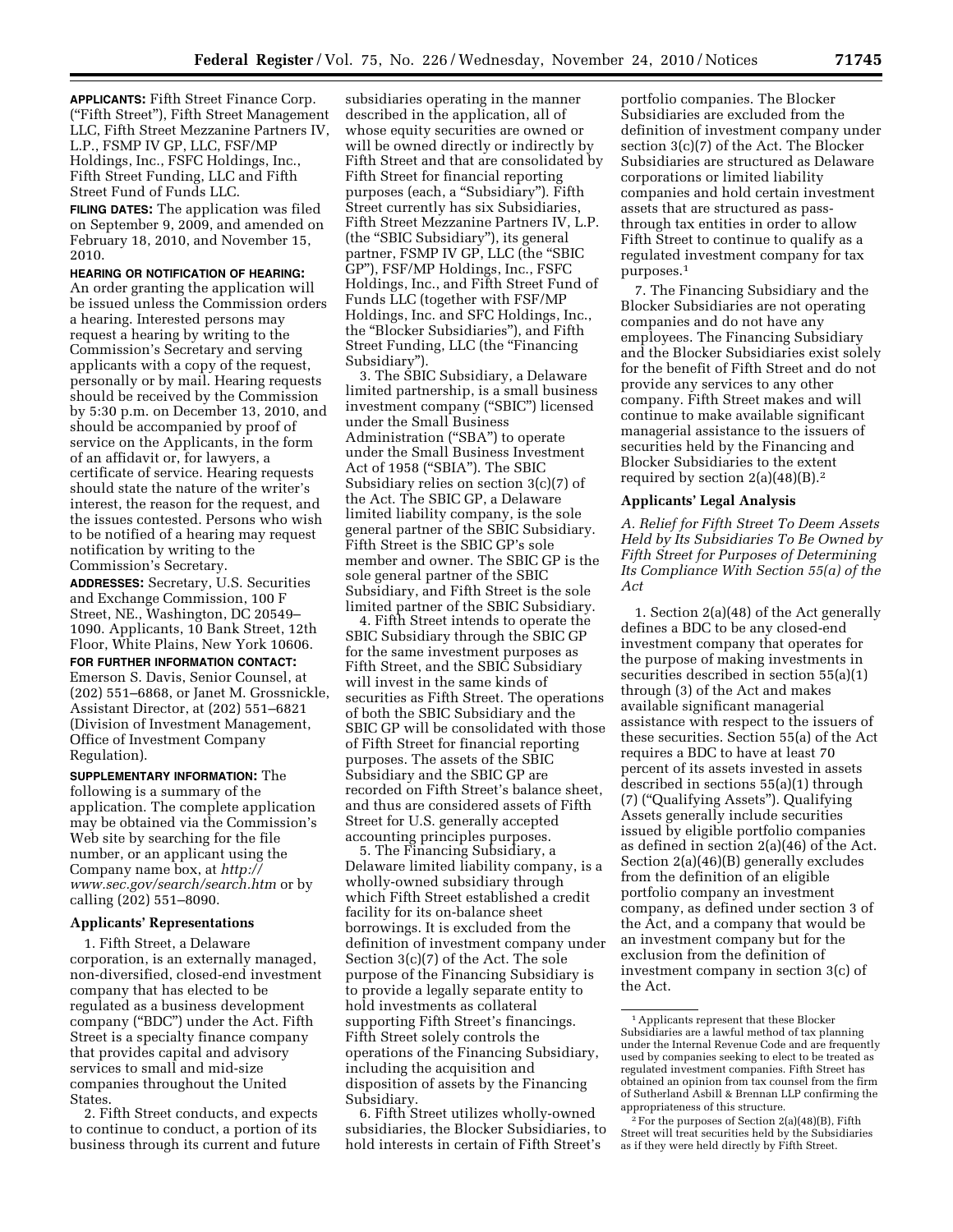**APPLICANTS:** Fifth Street Finance Corp. ("Fifth Street"), Fifth Street Management LLC, Fifth Street Mezzanine Partners IV, L.P., FSMP IV GP, LLC, FSF/MP Holdings, Inc., FSFC Holdings, Inc., Fifth Street Funding, LLC and Fifth Street Fund of Funds LLC.

**FILING DATES:** The application was filed on September 9, 2009, and amended on February 18, 2010, and November 15, 2010.

**HEARING OR NOTIFICATION OF HEARING:** An order granting the application will be issued unless the Commission orders a hearing. Interested persons may request a hearing by writing to the Commission's Secretary and serving applicants with a copy of the request, personally or by mail. Hearing requests should be received by the Commission by 5:30 p.m. on December 13, 2010, and should be accompanied by proof of service on the Applicants, in the form of an affidavit or, for lawyers, a certificate of service. Hearing requests should state the nature of the writer's interest, the reason for the request, and the issues contested. Persons who wish to be notified of a hearing may request notification by writing to the Commission's Secretary.

**ADDRESSES:** Secretary, U.S. Securities and Exchange Commission, 100 F Street, NE., Washington, DC 20549–1090. Applicants, 10 Bank Street, 12th Floor, White Plains, New York 10606.

**FOR FURTHER INFORMATION CONTACT:** Emerson S. Davis, Senior Counsel, at (202) 551–6868, or Janet M. Grossnickle, Assistant Director, at (202) 551–6821 (Division of Investment Management, Office of Investment Company Regulation).

**SUPPLEMENTARY INFORMATION:** The following is a summary of the application. The complete application may be obtained via the Commission's Web site by searching for the file number, or an applicant using the Company name box, at *http://www.sec.gov/search/search.htm* or by calling (202) 551–8090.

## Applicants' Representations

1. Fifth Street, a Delaware corporation, is an externally managed, non-diversified, closed-end investment company that has elected to be regulated as a business development company ("BDC") under the Act. Fifth Street is a specialty finance company that provides capital and advisory services to small and mid-size companies throughout the United States.

2. Fifth Street conducts, and expects to continue to conduct, a portion of its business through its current and future subsidiaries operating in the manner described in the application, all of whose equity securities are owned or will be owned directly or indirectly by Fifth Street and that are consolidated by Fifth Street for financial reporting purposes (each, a "Subsidiary"). Fifth Street currently has six Subsidiaries, Fifth Street Mezzanine Partners IV, L.P. (the "SBIC Subsidiary"), its general partner, FSMP IV GP, LLC (the "SBIC GP"), FSF/MP Holdings, Inc., FSFC Holdings, Inc., and Fifth Street Fund of Funds LLC (together with FSF/MP Holdings, Inc. and SFC Holdings, Inc., the "Blocker Subsidiaries"), and Fifth Street Funding, LLC (the "Financing Subsidiary").

3. The SBIC Subsidiary, a Delaware limited partnership, is a small business investment company ("SBIC") licensed under the Small Business Administration ("SBA") to operate under the Small Business Investment Act of 1958 ("SBIA"). The SBIC Subsidiary relies on section 3(c)(7) of the Act. The SBIC GP, a Delaware limited liability company, is the sole general partner of the SBIC Subsidiary. Fifth Street is the SBIC GP's sole member and owner. The SBIC GP is the sole general partner of the SBIC Subsidiary, and Fifth Street is the sole limited partner of the SBIC Subsidiary.

4. Fifth Street intends to operate the SBIC Subsidiary through the SBIC GP for the same investment purposes as Fifth Street, and the SBIC Subsidiary will invest in the same kinds of securities as Fifth Street. The operations of both the SBIC Subsidiary and the SBIC GP will be consolidated with those of Fifth Street for financial reporting purposes. The assets of the SBIC Subsidiary and the SBIC GP are recorded on Fifth Street's balance sheet, and thus are considered assets of Fifth Street for U.S. generally accepted accounting principles purposes.

5. The Financing Subsidiary, a Delaware limited liability company, is a wholly-owned subsidiary through which Fifth Street established a credit facility for its on-balance sheet borrowings. It is excluded from the definition of investment company under Section 3(c)(7) of the Act. The sole purpose of the Financing Subsidiary is to provide a legally separate entity to hold investments as collateral supporting Fifth Street's financings. Fifth Street solely controls the operations of the Financing Subsidiary, including the acquisition and disposition of assets by the Financing Subsidiary.

6. Fifth Street utilizes wholly-owned subsidiaries, the Blocker Subsidiaries, to hold interests in certain of Fifth Street's portfolio companies. The Blocker Subsidiaries are excluded from the definition of investment company under section 3(c)(7) of the Act. The Blocker Subsidiaries are structured as Delaware corporations or limited liability companies and hold certain investment assets that are structured as pass-through tax entities in order to allow Fifth Street to continue to qualify as a regulated investment company for tax purposes.[1]

7. The Financing Subsidiary and the Blocker Subsidiaries are not operating companies and do not have any employees. The Financing Subsidiary and the Blocker Subsidiaries exist solely for the benefit of Fifth Street and do not provide any services to any other company. Fifth Street makes and will continue to make available significant managerial assistance to the issuers of securities held by the Financing and Blocker Subsidiaries to the extent required by section 2(a)(48)(B).[2]

## Applicants' Legal Analysis

### *A. Relief for Fifth Street To Deem Assets Held by Its Subsidiaries To Be Owned by Fifth Street for Purposes of Determining Its Compliance With Section 55(a) of the Act*

1. Section 2(a)(48) of the Act generally defines a BDC to be any closed-end investment company that operates for the purpose of making investments in securities described in section 55(a)(1) through (3) of the Act and makes available significant managerial assistance with respect to the issuers of these securities. Section 55(a) of the Act requires a BDC to have at least 70 percent of its assets invested in assets described in sections 55(a)(1) through (7) ("Qualifying Assets"). Qualifying Assets generally include securities issued by eligible portfolio companies as defined in section 2(a)(46) of the Act. Section 2(a)(46)(B) generally excludes from the definition of an eligible portfolio company an investment company, as defined under section 3 of the Act, and a company that would be an investment company but for the exclusion from the definition of investment company in section 3(c) of the Act.

---

[1] Applicants represent that these Blocker Subsidiaries are a lawful method of tax planning under the Internal Revenue Code and are frequently used by companies seeking to elect to be treated as regulated investment companies. Fifth Street has obtained an opinion from tax counsel from the firm of Sutherland Asbill & Brennan LLP confirming the appropriateness of this structure.

[2] For the purposes of Section 2(a)(48)(B), Fifth Street will treat securities held by the Subsidiaries as if they were held directly by Fifth Street.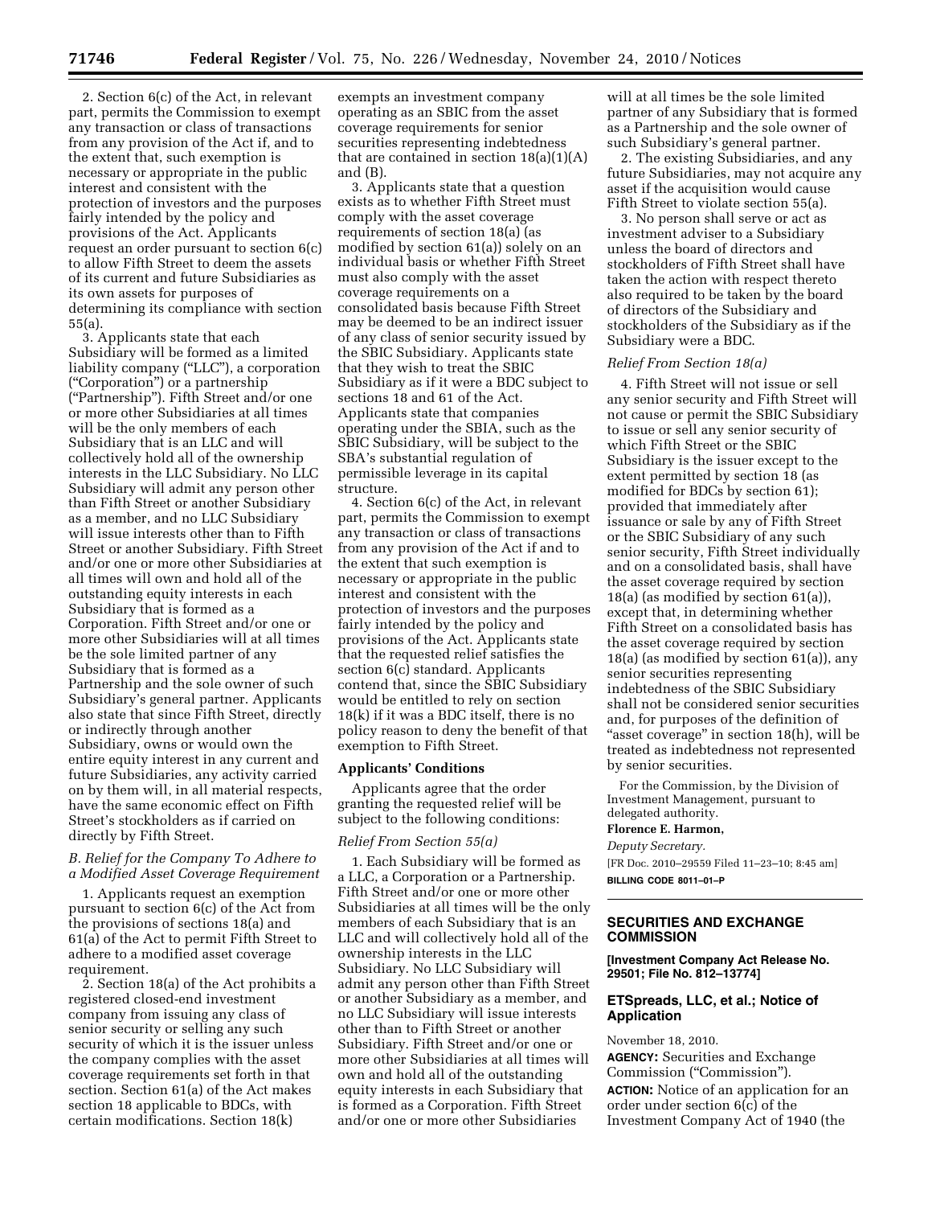2. Section 6(c) of the Act, in relevant part, permits the Commission to exempt any transaction or class of transactions from any provision of the Act if, and to the extent that, such exemption is necessary or appropriate in the public interest and consistent with the protection of investors and the purposes fairly intended by the policy and provisions of the Act. Applicants request an order pursuant to section 6(c) to allow Fifth Street to deem the assets of its current and future Subsidiaries as its own assets for purposes of determining its compliance with section 55(a).

3. Applicants state that each Subsidiary will be formed as a limited liability company ("LLC"), a corporation ("Corporation") or a partnership ("Partnership"). Fifth Street and/or one or more other Subsidiaries at all times will be the only members of each Subsidiary that is an LLC and will collectively hold all of the ownership interests in the LLC Subsidiary. No LLC Subsidiary will admit any person other than Fifth Street or another Subsidiary as a member, and no LLC Subsidiary will issue interests other than to Fifth Street or another Subsidiary. Fifth Street and/or one or more other Subsidiaries at all times will own and hold all of the outstanding equity interests in each Subsidiary that is formed as a Corporation. Fifth Street and/or one or more other Subsidiaries will at all times be the sole limited partner of any Subsidiary that is formed as a Partnership and the sole owner of such Subsidiary's general partner. Applicants also state that since Fifth Street, directly or indirectly through another Subsidiary, owns or would own the entire equity interest in any current and future Subsidiaries, any activity carried on by them will, in all material respects, have the same economic effect on Fifth Street's stockholders as if carried on directly by Fifth Street.

### *B. Relief for the Company To Adhere to a Modified Asset Coverage Requirement*

1. Applicants request an exemption pursuant to section 6(c) of the Act from the provisions of sections 18(a) and 61(a) of the Act to permit Fifth Street to adhere to a modified asset coverage requirement.

2. Section 18(a) of the Act prohibits a registered closed-end investment company from issuing any class of senior security or selling any such security of which it is the issuer unless the company complies with the asset coverage requirements set forth in that section. Section 61(a) of the Act makes section 18 applicable to BDCs, with certain modifications. Section 18(k) exempts an investment company operating as an SBIC from the asset coverage requirements for senior securities representing indebtedness that are contained in section 18(a)(1)(A) and (B).

3. Applicants state that a question exists as to whether Fifth Street must comply with the asset coverage requirements of section 18(a) (as modified by section 61(a)) solely on an individual basis or whether Fifth Street must also comply with the asset coverage requirements on a consolidated basis because Fifth Street may be deemed to be an indirect issuer of any class of senior security issued by the SBIC Subsidiary. Applicants state that they wish to treat the SBIC Subsidiary as if it were a BDC subject to sections 18 and 61 of the Act. Applicants state that companies operating under the SBIA, such as the SBIC Subsidiary, will be subject to the SBA's substantial regulation of permissible leverage in its capital structure.

4. Section 6(c) of the Act, in relevant part, permits the Commission to exempt any transaction or class of transactions from any provision of the Act if and to the extent that such exemption is necessary or appropriate in the public interest and consistent with the protection of investors and the purposes fairly intended by the policy and provisions of the Act. Applicants state that the requested relief satisfies the section 6(c) standard. Applicants contend that, since the SBIC Subsidiary would be entitled to rely on section 18(k) if it was a BDC itself, there is no policy reason to deny the benefit of that exemption to Fifth Street.

## Applicants' Conditions

Applicants agree that the order granting the requested relief will be subject to the following conditions:

### *Relief From Section 55(a)*

1. Each Subsidiary will be formed as a LLC, a Corporation or a Partnership. Fifth Street and/or one or more other Subsidiaries at all times will be the only members of each Subsidiary that is an LLC and will collectively hold all of the ownership interests in the LLC Subsidiary. No LLC Subsidiary will admit any person other than Fifth Street or another Subsidiary as a member, and no LLC Subsidiary will issue interests other than to Fifth Street or another Subsidiary. Fifth Street and/or one or more other Subsidiaries at all times will own and hold all of the outstanding equity interests in each Subsidiary that is formed as a Corporation. Fifth Street and/or one or more other Subsidiaries will at all times be the sole limited partner of any Subsidiary that is formed as a Partnership and the sole owner of such Subsidiary's general partner.

2. The existing Subsidiaries, and any future Subsidiaries, may not acquire any asset if the acquisition would cause Fifth Street to violate section 55(a).

3. No person shall serve or act as investment adviser to a Subsidiary unless the board of directors and stockholders of Fifth Street shall have taken the action with respect thereto also required to be taken by the board of directors of the Subsidiary and stockholders of the Subsidiary as if the Subsidiary were a BDC.

### *Relief From Section 18(a)*

4. Fifth Street will not issue or sell any senior security and Fifth Street will not cause or permit the SBIC Subsidiary to issue or sell any senior security of which Fifth Street or the SBIC Subsidiary is the issuer except to the extent permitted by section 18 (as modified for BDCs by section 61); provided that immediately after issuance or sale by any of Fifth Street or the SBIC Subsidiary of any such senior security, Fifth Street individually and on a consolidated basis, shall have the asset coverage required by section 18(a) (as modified by section 61(a)), except that, in determining whether Fifth Street on a consolidated basis has the asset coverage required by section 18(a) (as modified by section 61(a)), any senior securities representing indebtedness of the SBIC Subsidiary shall not be considered senior securities and, for purposes of the definition of "asset coverage" in section 18(h), will be treated as indebtedness not represented by senior securities.

For the Commission, by the Division of Investment Management, pursuant to delegated authority.

**Florence E. Harmon,**

*Deputy Secretary.*

[FR Doc. 2010–29559 Filed 11–23–10; 8:45 am]

**BILLING CODE 8011–01–P**

---

## SECURITIES AND EXCHANGE COMMISSION

**[Investment Company Act Release No. 29501; File No. 812–13774]**

## ETSpreads, LLC, et al.; Notice of Application

November 18, 2010.

**AGENCY:** Securities and Exchange Commission ("Commission").

**ACTION:** Notice of an application for an order under section 6(c) of the Investment Company Act of 1940 (the